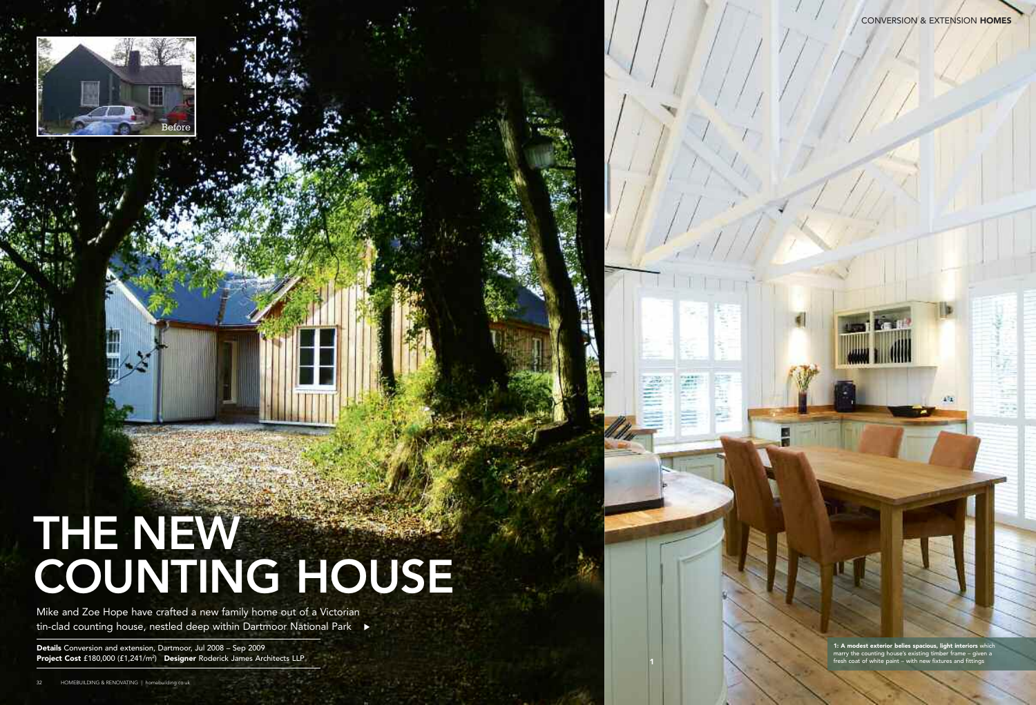Before

# THE NEW COUNTING HOUSE

Mike and Zoe Hope have crafted a new family home out of a Victorian tin-clad counting house, nestled deep within Dartmoor National Park ▶

**Details** Conversion and extension, Dartmoor, Jul 2008 – Sep 2009
**Project Cost** £180,000 (£1,241/m$^2$) **Designer** Roderick James Architects LLP

**1: A modest exterior belies spacious, light interiors** which marry the counting house's existing timber frame – given a fresh coat of white paint – with new fixtures and fittings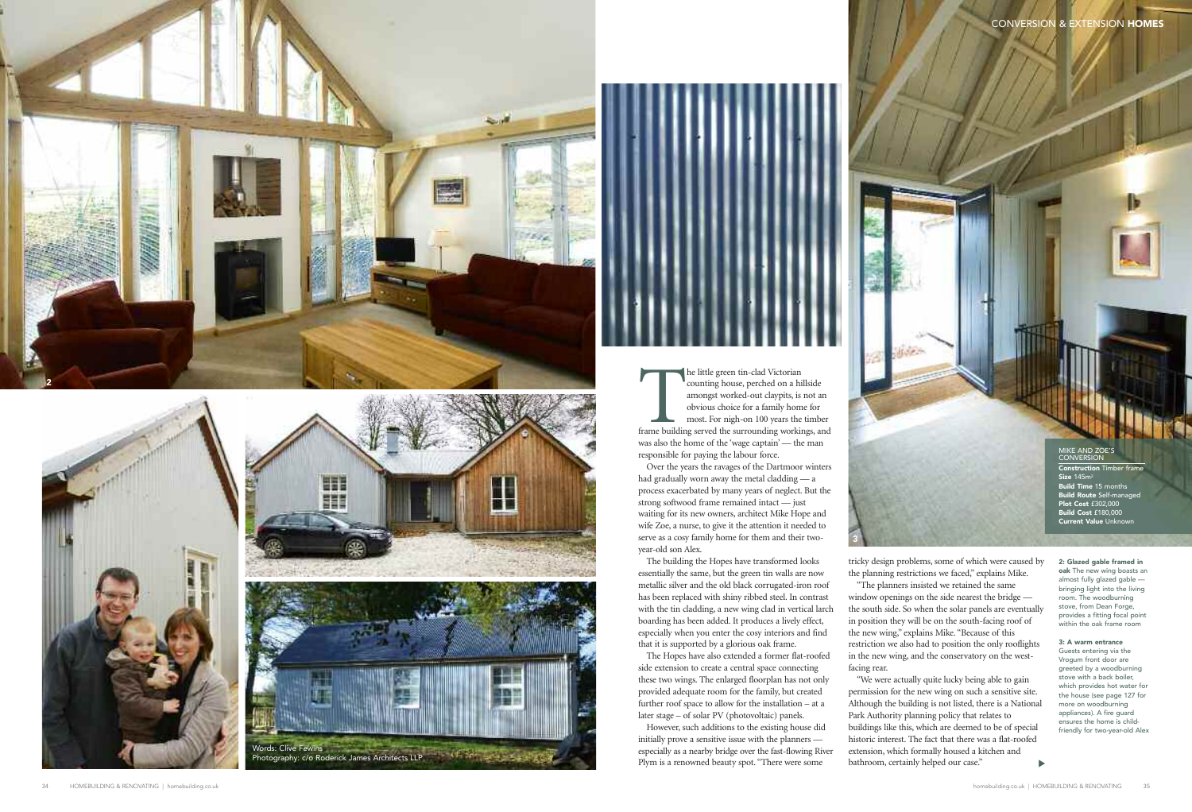The little green tin-clad Victorian counting house, perched on a hillside amongst worked-out claypits, is not an obvious choice for a family home for most. For nigh-on 100 years the timber frame building served the surrounding workings, and was also the home of the 'wage captain' — the man responsible for paying the labour force.

Over the years the ravages of the Dartmoor winters had gradually worn away the metal cladding — a process exacerbated by many years of neglect. But the strong softwood frame remained intact — just waiting for its new owners, architect Mike Hope and wife Zoe, a nurse, to give it the attention it needed to serve as a cosy family home for them and their two-year-old son Alex.

The building the Hopes have transformed looks essentially the same, but the green tin walls are now metallic silver and the old black corrugated-iron roof has been replaced with shiny ribbed steel. In contrast with the tin cladding, a new wing clad in vertical larch boarding has been added. It produces a lively effect, especially when you enter the cosy interiors and find that it is supported by a glorious oak frame.

The Hopes have also extended a former flat-roofed side extension to create a central space connecting these two wings. The enlarged floorplan has not only provided adequate room for the family, but created further roof space to allow for the installation – at a later stage – of solar PV (photovoltaic) panels.

However, such additions to the existing house did initially prove a sensitive issue with the planners — especially as a nearby bridge over the fast-flowing River Plym is a renowned beauty spot. "There were some tricky design problems, some of which were caused by the planning restrictions we faced," explains Mike.

"The planners insisted we retained the same window openings on the side nearest the bridge — the south side. So when the solar panels are eventually in position they will be on the south-facing roof of the new wing," explains Mike. "Because of this restriction we also had to position the only rooflights in the new wing, and the conservatory on the west-facing rear.

"We were actually quite lucky being able to gain permission for the new wing on such a sensitive site. Although the building is not listed, there is a National Park Authority planning policy that relates to buildings like this, which are deemed to be of special historic interest. The fact that there was a flat-roofed extension, which formally housed a kitchen and bathroom, certainly helped our case."

Words: Clive Fewins
Photography: c/o Roderick James Architects LLP

**MIKE AND ZOE'S CONVERSION**

**Construction** Timber frame
**Size** 145m²
**Build Time** 15 months
**Build Route** Self-managed
**Plot Cost** £302,000
**Build Cost** £180,000
**Current Value** Unknown

**2: Glazed gable framed in oak** The new wing boasts an almost fully glazed gable — bringing light into the living room. The woodburning stove, from Dean Forge, provides a fitting focal point within the oak frame room

**3: A warm entrance** Guests entering via the Vrogum front door are greeted by a woodburning stove with a back boiler, which provides hot water for the house (see page 127 for more on woodburning appliances). A fire guard ensures the home is child-friendly for two-year-old Alex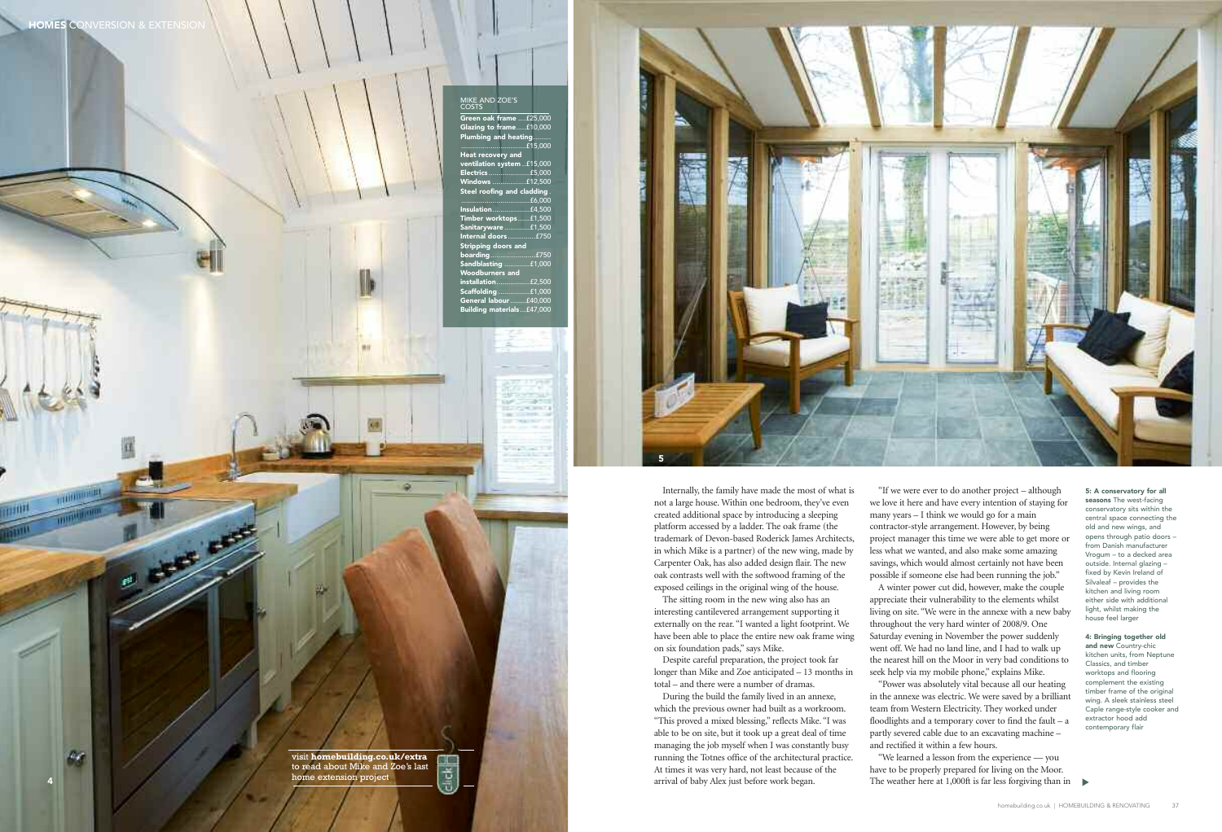## MIKE AND ZOE'S COSTS

| Item | Cost |
| --- | --- |
| Green oak frame | £25,000 |
| Glazing to frame | £10,000 |
| Plumbing and heating | £15,000 |
| Heat recovery and ventilation system | £15,000 |
| Electrics | £5,000 |
| Windows | £12,500 |
| Steel roofing and cladding | £6,000 |
| Insulation | £4,500 |
| Timber worktops | £1,500 |
| Sanitaryware | £1,500 |
| Internal doors | £750 |
| Stripping doors and boarding | £750 |
| Sandblasting | £1,000 |
| Woodburners and installation | £2,500 |
| Scaffolding | £1,000 |
| General labour | £40,000 |
| Building materials | £47,000 |

visit **homebuilding.co.uk/extra** to read about Mike and Zoe's last home extension project

Internally, the family have made the most of what is not a large house. Within one bedroom, they've even created additional space by introducing a sleeping platform accessed by a ladder. The oak frame (the trademark of Devon-based Roderick James Architects, in which Mike is a partner) of the new wing, made by Carpenter Oak, has also added design flair. The new oak contrasts well with the softwood framing of the exposed ceilings in the original wing of the house.

The sitting room in the new wing also has an interesting cantilevered arrangement supporting it externally on the rear. "I wanted a light footprint. We have been able to place the entire new oak frame wing on six foundation pads," says Mike.

Despite careful preparation, the project took far longer than Mike and Zoe anticipated – 13 months in total – and there were a number of dramas.

During the build the family lived in an annexe, which the previous owner had built as a workroom. "This proved a mixed blessing," reflects Mike. "I was able to be on site, but it took up a great deal of time managing the job myself when I was constantly busy running the Totnes office of the architectural practice. At times it was very hard, not least because of the arrival of baby Alex just before work began.

"If we were ever to do another project – although we love it here and have every intention of staying for many years – I think we would go for a main contractor-style arrangement. However, by being project manager this time we were able to get more or less what we wanted, and also make some amazing savings, which would almost certainly not have been possible if someone else had been running the job."

A winter power cut did, however, make the couple appreciate their vulnerability to the elements whilst living on site. "We were in the annexe with a new baby throughout the very hard winter of 2008/9. One Saturday evening in November the power suddenly went off. We had no land line, and I had to walk up the nearest hill on the Moor in very bad conditions to seek help via my mobile phone," explains Mike.

"Power was absolutely vital because all our heating in the annexe was electric. We were saved by a brilliant team from Western Electricity. They worked under floodlights and a temporary cover to find the fault – a partly severed cable due to an excavating machine – and rectified it within a few hours.

"We learned a lesson from the experience — you have to be properly prepared for living on the Moor. The weather here at 1,000ft is far less forgiving than in

**5: A conservatory for all seasons** The west-facing conservatory sits within the central space connecting the old and new wings, and opens through patio doors – from Danish manufacturer Vrogum – to a decked area outside. Internal glazing – fixed by Kevin Ireland of Silvaleaf – provides the kitchen and living room either side with additional light, whilst making the house feel larger

**4: Bringing together old and new** Country-chic kitchen units, from Neptune Classics, and timber worktops and flooring complement the existing timber frame of the original wing. A sleek stainless steel Caple range-style cooker and extractor hood add contemporary flair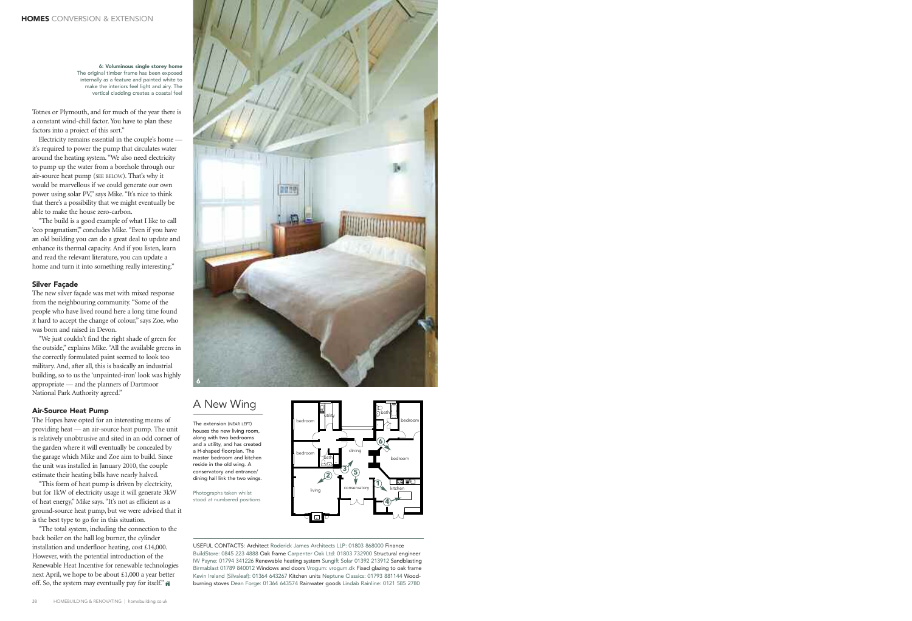**6: Voluminous single storey home**
The original timber frame has been exposed internally as a feature and painted white to make the interiors feel light and airy. The vertical cladding creates a coastal feel

Totnes or Plymouth, and for much of the year there is a constant wind-chill factor. You have to plan these factors into a project of this sort."

Electricity remains essential in the couple's home — it's required to power the pump that circulates water around the heating system. "We also need electricity to pump up the water from a borehole through our air-source heat pump (SEE BELOW). That's why it would be marvellous if we could generate our own power using solar PV," says Mike. "It's nice to think that there's a possibility that we might eventually be able to make the house zero-carbon.

"The build is a good example of what I like to call 'eco pragmatism,'" concludes Mike. "Even if you have an old building you can do a great deal to update and enhance its thermal capacity. And if you listen, learn and read the relevant literature, you can update a home and turn it into something really interesting."

### Silver Façade

The new silver façade was met with mixed response from the neighbouring community. "Some of the people who have lived round here a long time found it hard to accept the change of colour," says Zoe, who was born and raised in Devon.

"We just couldn't find the right shade of green for the outside," explains Mike. "All the available greens in the correctly formulated paint seemed to look too military. And, after all, this is basically an industrial building, so to us the 'unpainted-iron' look was highly appropriate — and the planners of Dartmoor National Park Authority agreed."

### Air-Source Heat Pump

The Hopes have opted for an interesting means of providing heat — an air-source heat pump. The unit is relatively unobtrusive and sited in an odd corner of the garden where it will eventually be concealed by the garage which Mike and Zoe aim to build. Since the unit was installed in January 2010, the couple estimate their heating bills have nearly halved.

"This form of heat pump is driven by electricity, but for 1kW of electricity usage it will generate 3kW of heat energy," Mike says. "It's not as efficient as a ground-source heat pump, but we were advised that it is the best type to go for in this situation.

"The total system, including the connection to the back boiler on the hall log burner, the cylinder installation and underfloor heating, cost £14,000. However, with the potential introduction of the Renewable Heat Incentive for renewable technologies next April, we hope to be about £1,000 a year better off. So, the system may eventually pay for itself."

## A New Wing

The extension (NEAR LEFT) houses the new living room, along with two bedrooms and a utility, and has created a H-shaped floorplan. The master bedroom and kitchen reside in the old wing. A conservatory and entrance/dining hall link the two wings.

Photographs taken whilst stood at numbered positions

bedroom
utility
bath
bedroom
bedroom
bath
dining
bedroom
living
conservatory
kitchen
1
2
3
4
5
6

USEFUL CONTACTS: Architect Roderick James Architects LLP: 01803 868000 Finance BuildStore: 0845 223 4888 Oak frame Carpenter Oak Ltd: 01803 732900 Structural engineer IW Payne: 01794 341226 Renewable heating system Sungift Solar 01392 213912 Sandblasting Birmablast 01789 840012 Windows and doors Vrogum: vrogum.dk Fixed glazing to oak frame Kevin Ireland (Silvaleaf): 01364 643267 Kitchen units Neptune Classics: 01793 881144 Wood-burning stoves Dean Forge: 01364 643574 Rainwater goods Lindab Rainline: 0121 585 2780